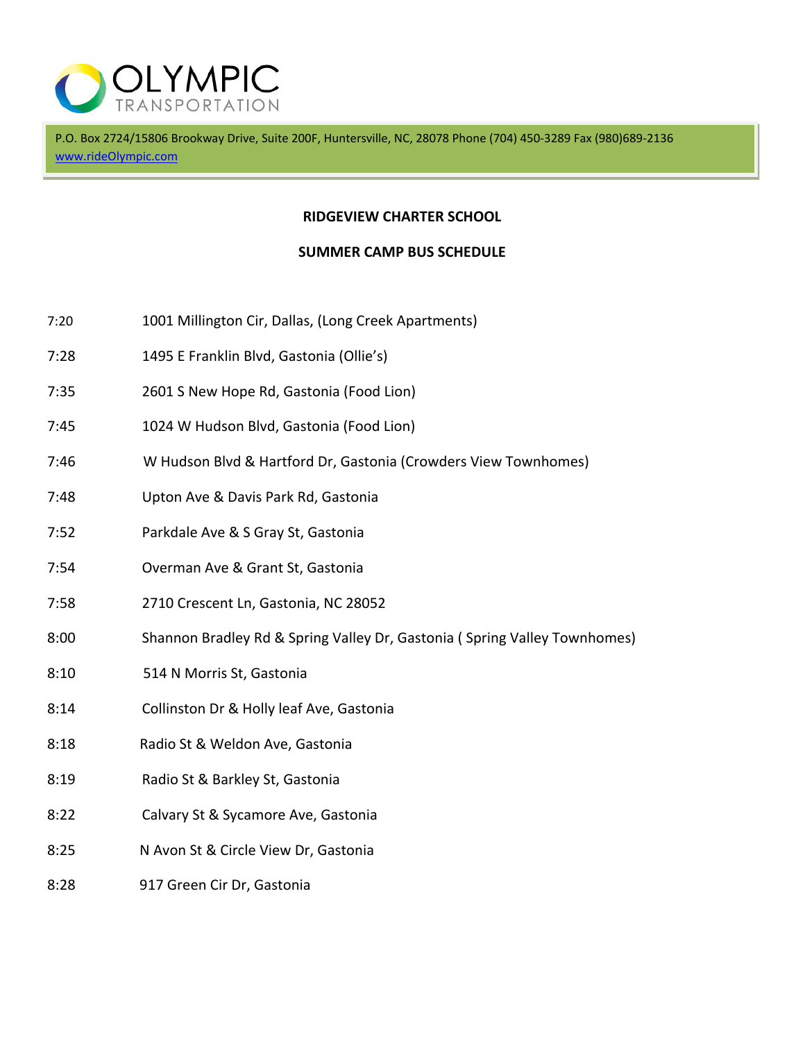OLYMPIC TRANSPORTATION

P.O. Box 2724/15806 Brookway Drive, Suite 200F, Huntersville, NC, 28078 Phone (704) 450-3289 Fax (980)689-2136
www.rideOlympic.com

**RIDGEVIEW CHARTER SCHOOL**

**SUMMER CAMP BUS SCHEDULE**

| | |
|---|---|
| 7:20 | 1001 Millington Cir, Dallas, (Long Creek Apartments) |
| 7:28 | 1495 E Franklin Blvd, Gastonia (Ollie's) |
| 7:35 | 2601 S New Hope Rd, Gastonia (Food Lion) |
| 7:45 | 1024 W Hudson Blvd, Gastonia (Food Lion) |
| 7:46 | W Hudson Blvd & Hartford Dr, Gastonia (Crowders View Townhomes) |
| 7:48 | Upton Ave & Davis Park Rd, Gastonia |
| 7:52 | Parkdale Ave & S Gray St, Gastonia |
| 7:54 | Overman Ave & Grant St, Gastonia |
| 7:58 | 2710 Crescent Ln, Gastonia, NC 28052 |
| 8:00 | Shannon Bradley Rd & Spring Valley Dr, Gastonia ( Spring Valley Townhomes) |
| 8:10 | 514 N Morris St, Gastonia |
| 8:14 | Collinston Dr & Holly leaf Ave, Gastonia |
| 8:18 | Radio St & Weldon Ave, Gastonia |
| 8:19 | Radio St & Barkley St, Gastonia |
| 8:22 | Calvary St & Sycamore Ave, Gastonia |
| 8:25 | N Avon St & Circle View Dr, Gastonia |
| 8:28 | 917 Green Cir Dr, Gastonia |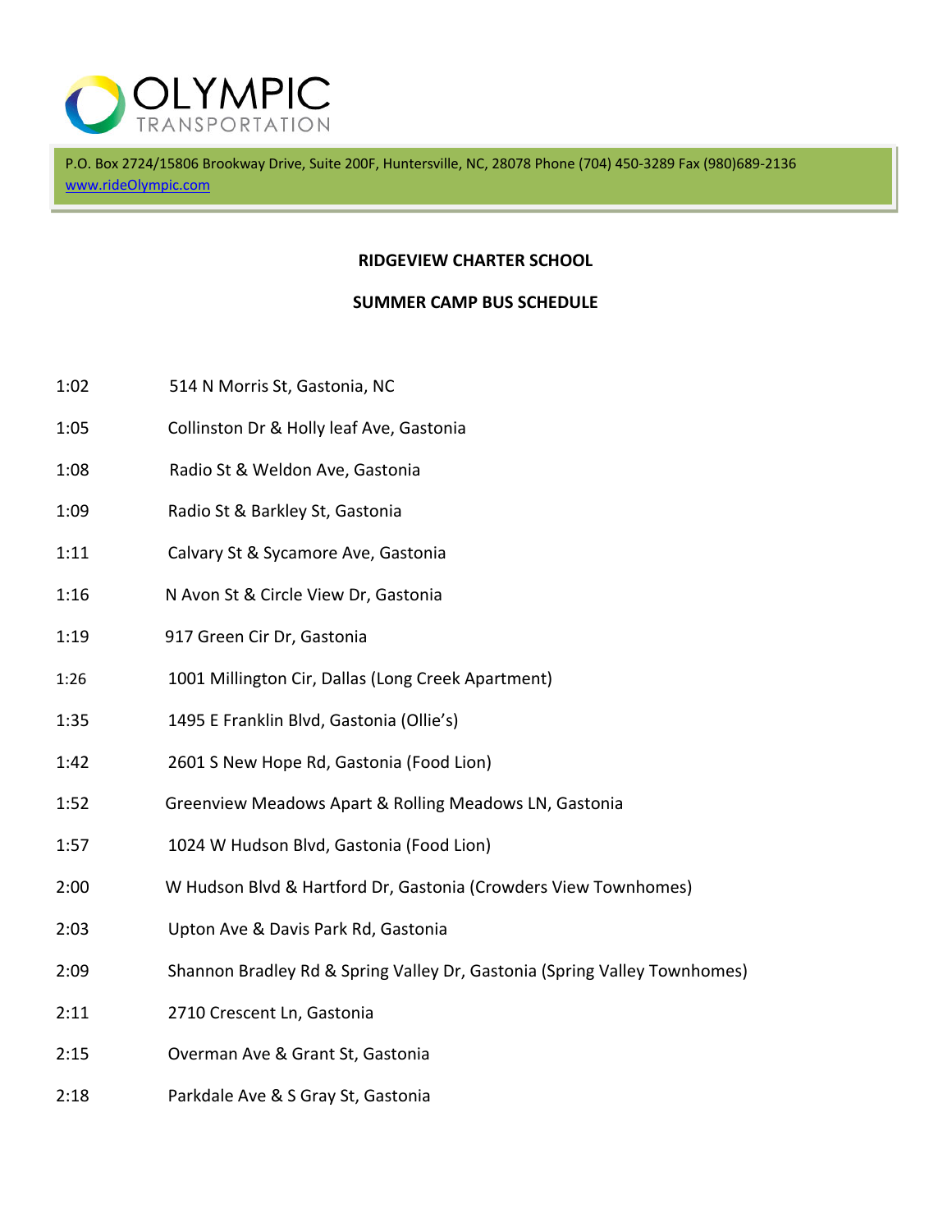OLYMPIC TRANSPORTATION

P.O. Box 2724/15806 Brookway Drive, Suite 200F, Huntersville, NC, 28078 Phone (704) 450-3289 Fax (980)689-2136
www.rideOlympic.com

**RIDGEVIEW CHARTER SCHOOL**

**SUMMER CAMP BUS SCHEDULE**

| | |
|---|---|
| 1:02 | 514 N Morris St, Gastonia, NC |
| 1:05 | Collinston Dr & Holly leaf Ave, Gastonia |
| 1:08 | Radio St & Weldon Ave, Gastonia |
| 1:09 | Radio St & Barkley St, Gastonia |
| 1:11 | Calvary St & Sycamore Ave, Gastonia |
| 1:16 | N Avon St & Circle View Dr, Gastonia |
| 1:19 | 917 Green Cir Dr, Gastonia |
| 1:26 | 1001 Millington Cir, Dallas (Long Creek Apartment) |
| 1:35 | 1495 E Franklin Blvd, Gastonia (Ollie's) |
| 1:42 | 2601 S New Hope Rd, Gastonia (Food Lion) |
| 1:52 | Greenview Meadows Apart & Rolling Meadows LN, Gastonia |
| 1:57 | 1024 W Hudson Blvd, Gastonia (Food Lion) |
| 2:00 | W Hudson Blvd & Hartford Dr, Gastonia (Crowders View Townhomes) |
| 2:03 | Upton Ave & Davis Park Rd, Gastonia |
| 2:09 | Shannon Bradley Rd & Spring Valley Dr, Gastonia (Spring Valley Townhomes) |
| 2:11 | 2710 Crescent Ln, Gastonia |
| 2:15 | Overman Ave & Grant St, Gastonia |
| 2:18 | Parkdale Ave & S Gray St, Gastonia |